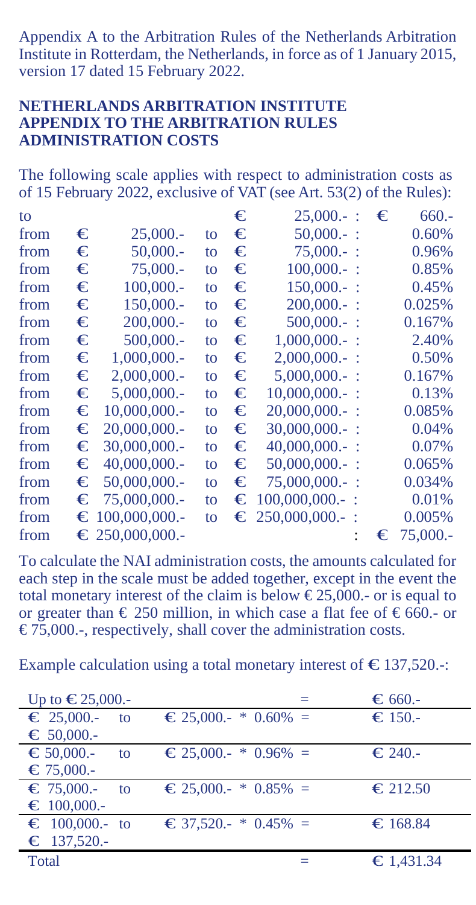Appendix A to the Arbitration Rules of the Netherlands Arbitration Institute in Rotterdam, the Netherlands, in force as of 1 January 2015, version 17 dated 15 February 2022.

**NETHERLANDS ARBITRATION INSTITUTE**
**APPENDIX TO THE ARBITRATION RULES**
**ADMINISTRATION COSTS**

The following scale applies with respect to administration costs as of 15 February 2022, exclusive of VAT (see Art. 53(2) of the Rules):

| | | | | | |
|---|---|---|---|---|---|
| to | | | € 25,000.- | : | € 660.- |
| from | € 25,000.- | to | € 50,000.- | : | 0.60% |
| from | € 50,000.- | to | € 75,000.- | : | 0.96% |
| from | € 75,000.- | to | € 100,000.- | : | 0.85% |
| from | € 100,000.- | to | € 150,000.- | : | 0.45% |
| from | € 150,000.- | to | € 200,000.- | : | 0.025% |
| from | € 200,000.- | to | € 500,000.- | : | 0.167% |
| from | € 500,000.- | to | € 1,000,000.- | : | 2.40% |
| from | € 1,000,000.- | to | € 2,000,000.- | : | 0.50% |
| from | € 2,000,000.- | to | € 5,000,000.- | : | 0.167% |
| from | € 5,000,000.- | to | € 10,000,000.- | : | 0.13% |
| from | € 10,000,000.- | to | € 20,000,000.- | : | 0.085% |
| from | € 20,000,000.- | to | € 30,000,000.- | : | 0.04% |
| from | € 30,000,000.- | to | € 40,000,000.- | : | 0.07% |
| from | € 40,000,000.- | to | € 50,000,000.- | : | 0.065% |
| from | € 50,000,000.- | to | € 75,000,000.- | : | 0.034% |
| from | € 75,000,000.- | to | € 100,000,000.- | : | 0.01% |
| from | € 100,000,000.- | to | € 250,000,000.- | : | 0.005% |
| from | € 250,000,000.- | | | : | € 75,000.- |

To calculate the NAI administration costs, the amounts calculated for each step in the scale must be added together, except in the event the total monetary interest of the claim is below € 25,000.- or is equal to or greater than € 250 million, in which case a flat fee of € 660.- or € 75,000.-, respectively, shall cover the administration costs.

Example calculation using a total monetary interest of € 137,520.-:

| | | | |
|---|---|---|---|
| Up to € 25,000.- | | = | € 660.- |
| € 25,000.- to € 50,000.- | € 25,000.- * 0.60% | = | € 150.- |
| € 50,000.- to € 75,000.- | € 25,000.- * 0.96% | = | € 240.- |
| € 75,000.- to € 100,000.- | € 25,000.- * 0.85% | = | € 212.50 |
| € 100,000.- to € 137,520.- | € 37,520.- * 0.45% | = | € 168.84 |
| Total | | = | € 1,431.34 |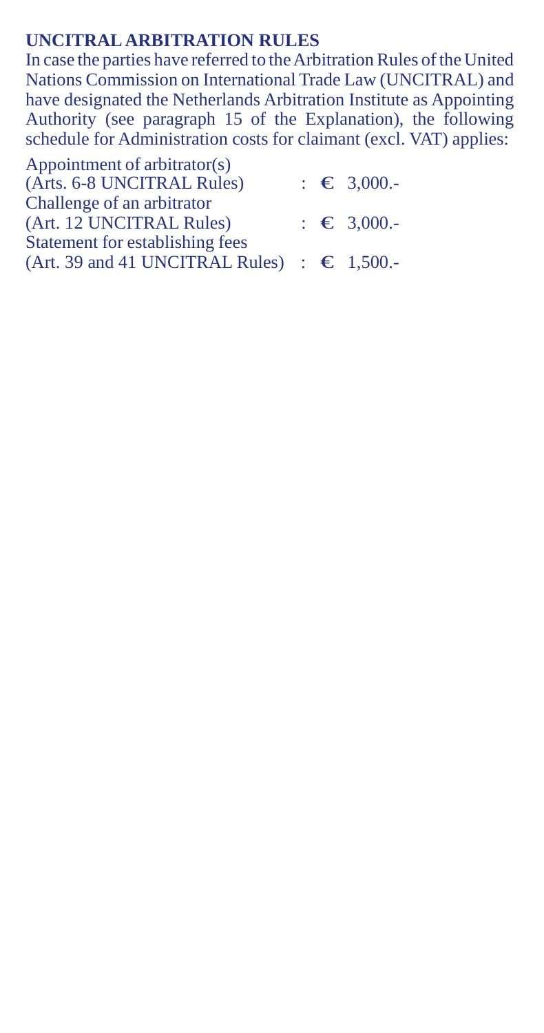## UNCITRAL ARBITRATION RULES

In case the parties have referred to the Arbitration Rules of the United Nations Commission on International Trade Law (UNCITRAL) and have designated the Netherlands Arbitration Institute as Appointing Authority (see paragraph 15 of the Explanation), the following schedule for Administration costs for claimant (excl. VAT) applies:

| | |
|---|---|
| Appointment of arbitrator(s) (Arts. 6-8 UNCITRAL Rules) | : € 3,000.- |
| Challenge of an arbitrator (Art. 12 UNCITRAL Rules) | : € 3,000.- |
| Statement for establishing fees (Art. 39 and 41 UNCITRAL Rules) | : € 1,500.- |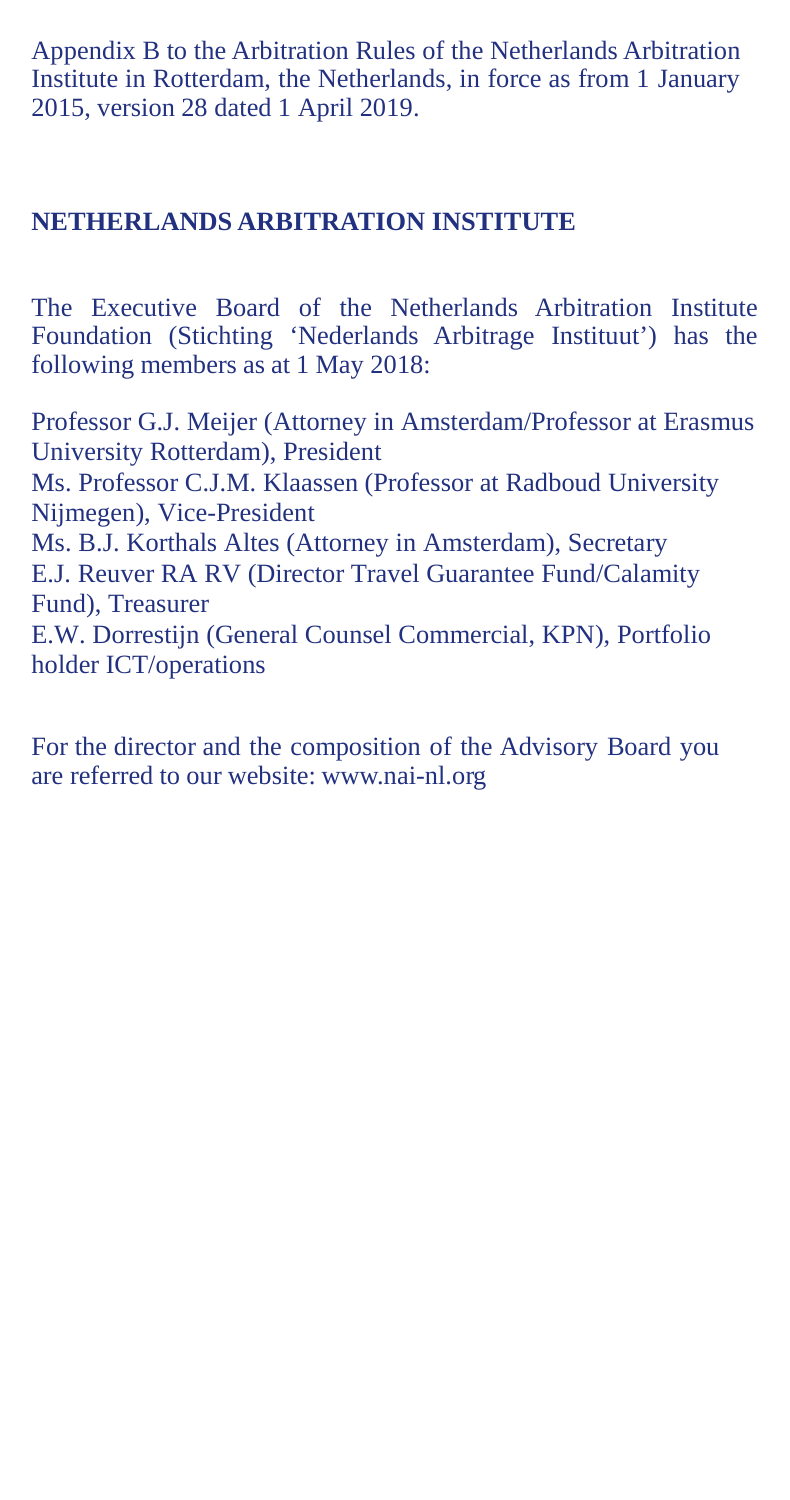Appendix B to the Arbitration Rules of the Netherlands Arbitration Institute in Rotterdam, the Netherlands, in force as from 1 January 2015, version 28 dated 1 April 2019.

## NETHERLANDS ARBITRATION INSTITUTE

The Executive Board of the Netherlands Arbitration Institute Foundation (Stichting 'Nederlands Arbitrage Instituut') has the following members as at 1 May 2018:

Professor G.J. Meijer (Attorney in Amsterdam/Professor at Erasmus University Rotterdam), President
Ms. Professor C.J.M. Klaassen (Professor at Radboud University Nijmegen), Vice-President
Ms. B.J. Korthals Altes (Attorney in Amsterdam), Secretary
E.J. Reuver RA RV (Director Travel Guarantee Fund/Calamity Fund), Treasurer
E.W. Dorrestijn (General Counsel Commercial, KPN), Portfolio holder ICT/operations

For the director and the composition of the Advisory Board you are referred to our website: www.nai-nl.org